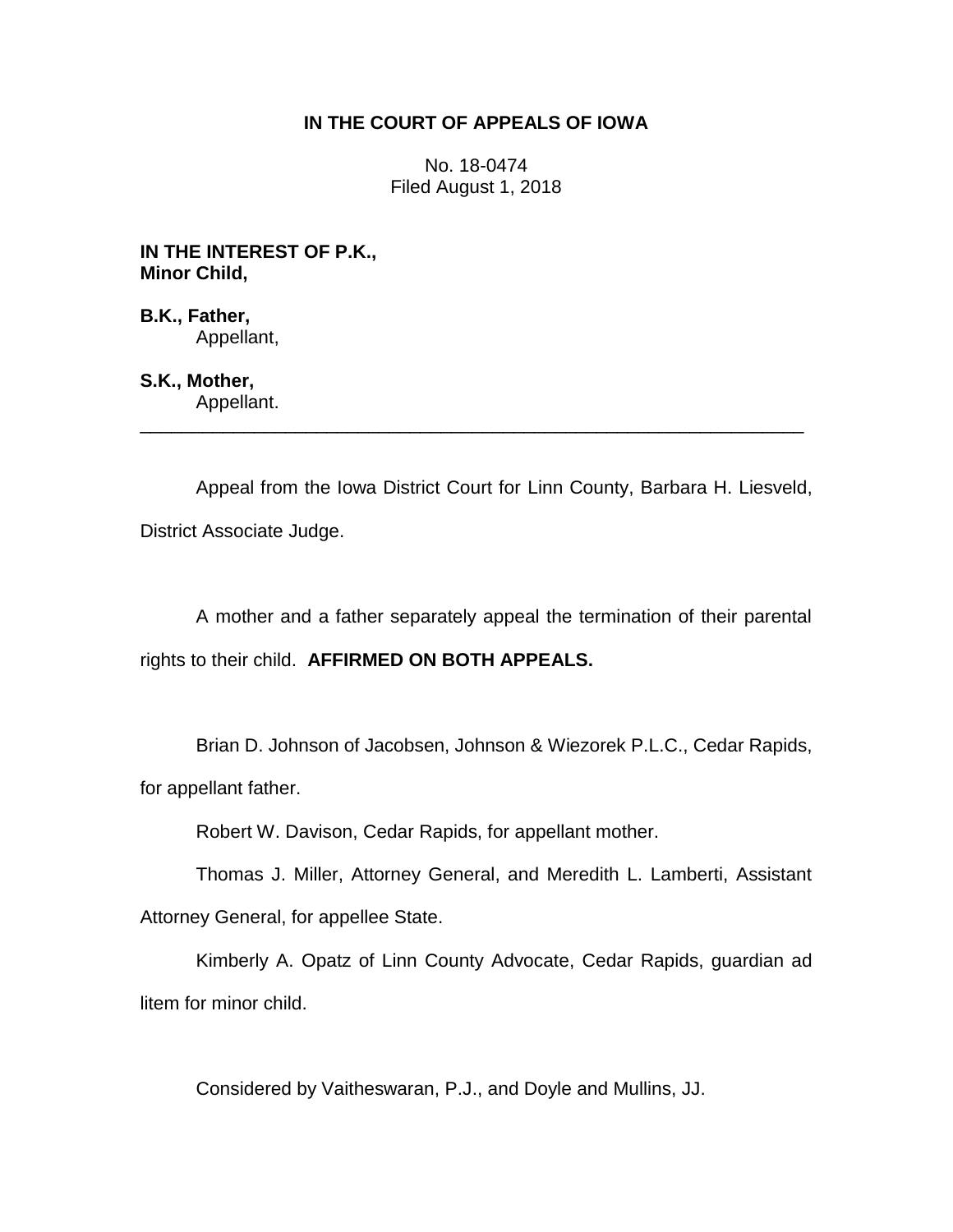**IN THE COURT OF APPEALS OF IOWA**

No. 18-0474
Filed August 1, 2018

**IN THE INTEREST OF P.K.,**
**Minor Child,**

**B.K., Father,**
Appellant,

**S.K., Mother,**
Appellant.

---

Appeal from the Iowa District Court for Linn County, Barbara H. Liesveld, District Associate Judge.

A mother and a father separately appeal the termination of their parental rights to their child. **AFFIRMED ON BOTH APPEALS.**

Brian D. Johnson of Jacobsen, Johnson & Wiezorek P.L.C., Cedar Rapids, for appellant father.

Robert W. Davison, Cedar Rapids, for appellant mother.

Thomas J. Miller, Attorney General, and Meredith L. Lamberti, Assistant Attorney General, for appellee State.

Kimberly A. Opatz of Linn County Advocate, Cedar Rapids, guardian ad litem for minor child.

Considered by Vaitheswaran, P.J., and Doyle and Mullins, JJ.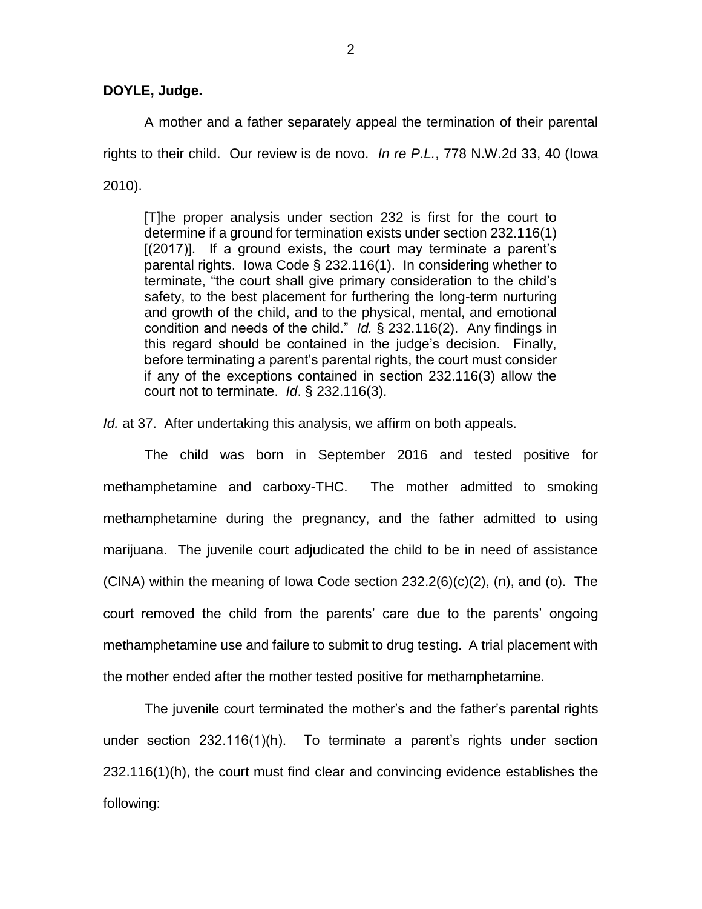**DOYLE, Judge.**

A mother and a father separately appeal the termination of their parental rights to their child. Our review is de novo. *In re P.L.*, 778 N.W.2d 33, 40 (Iowa 2010).

> [T]he proper analysis under section 232 is first for the court to determine if a ground for termination exists under section 232.116(1) [(2017)]. If a ground exists, the court may terminate a parent's parental rights. Iowa Code § 232.116(1). In considering whether to terminate, "the court shall give primary consideration to the child's safety, to the best placement for furthering the long-term nurturing and growth of the child, and to the physical, mental, and emotional condition and needs of the child." *Id.* § 232.116(2). Any findings in this regard should be contained in the judge's decision. Finally, before terminating a parent's parental rights, the court must consider if any of the exceptions contained in section 232.116(3) allow the court not to terminate. *Id*. § 232.116(3).

*Id.* at 37. After undertaking this analysis, we affirm on both appeals.

The child was born in September 2016 and tested positive for methamphetamine and carboxy-THC. The mother admitted to smoking methamphetamine during the pregnancy, and the father admitted to using marijuana. The juvenile court adjudicated the child to be in need of assistance (CINA) within the meaning of Iowa Code section 232.2(6)(c)(2), (n), and (o). The court removed the child from the parents' care due to the parents' ongoing methamphetamine use and failure to submit to drug testing. A trial placement with the mother ended after the mother tested positive for methamphetamine.

The juvenile court terminated the mother's and the father's parental rights under section 232.116(1)(h). To terminate a parent's rights under section 232.116(1)(h), the court must find clear and convincing evidence establishes the following: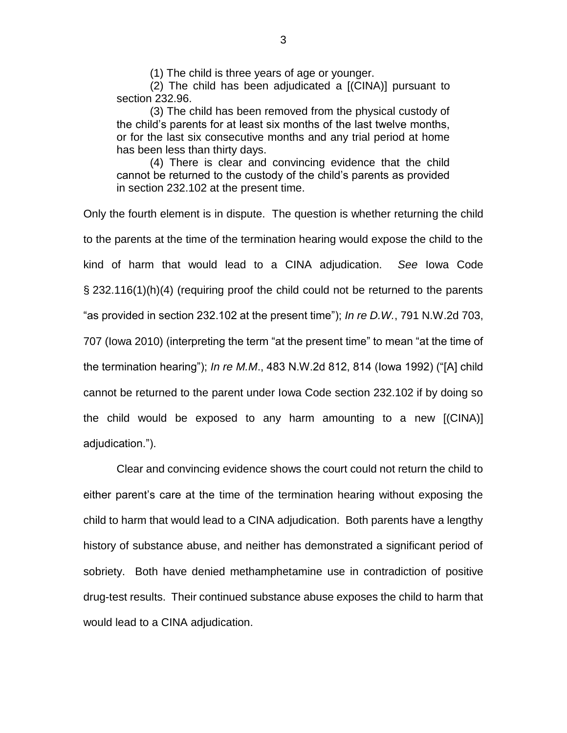> (1) The child is three years of age or younger.
>
> (2) The child has been adjudicated a [(CINA)] pursuant to section 232.96.
>
> (3) The child has been removed from the physical custody of the child's parents for at least six months of the last twelve months, or for the last six consecutive months and any trial period at home has been less than thirty days.
>
> (4) There is clear and convincing evidence that the child cannot be returned to the custody of the child's parents as provided in section 232.102 at the present time.

Only the fourth element is in dispute. The question is whether returning the child to the parents at the time of the termination hearing would expose the child to the kind of harm that would lead to a CINA adjudication. *See* Iowa Code § 232.116(1)(h)(4) (requiring proof the child could not be returned to the parents "as provided in section 232.102 at the present time"); *In re D.W.*, 791 N.W.2d 703, 707 (Iowa 2010) (interpreting the term "at the present time" to mean "at the time of the termination hearing"); *In re M.M.*, 483 N.W.2d 812, 814 (Iowa 1992) ("[A] child cannot be returned to the parent under Iowa Code section 232.102 if by doing so the child would be exposed to any harm amounting to a new [(CINA)] adjudication.").

Clear and convincing evidence shows the court could not return the child to either parent's care at the time of the termination hearing without exposing the child to harm that would lead to a CINA adjudication. Both parents have a lengthy history of substance abuse, and neither has demonstrated a significant period of sobriety. Both have denied methamphetamine use in contradiction of positive drug-test results. Their continued substance abuse exposes the child to harm that would lead to a CINA adjudication.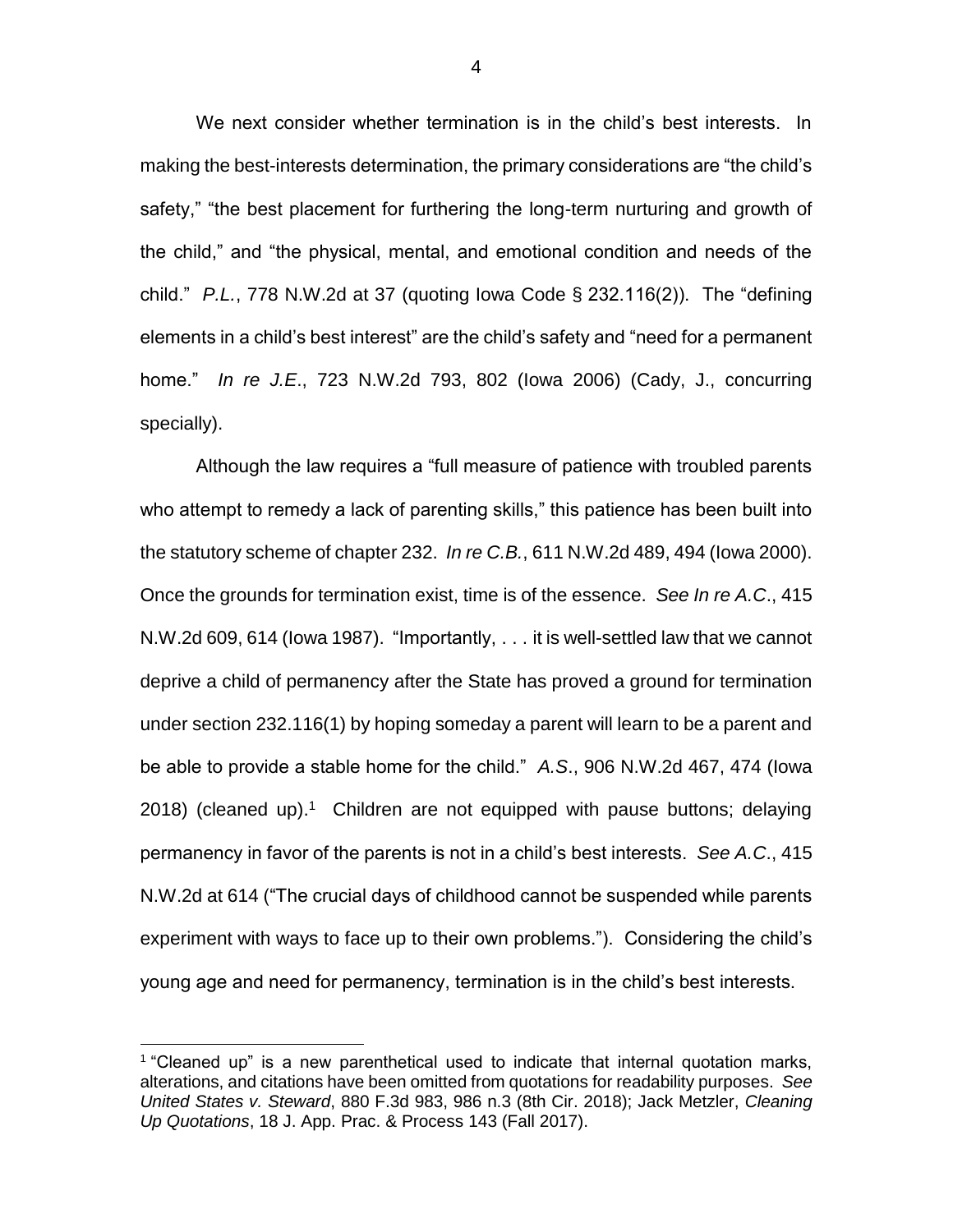We next consider whether termination is in the child's best interests. In making the best-interests determination, the primary considerations are "the child's safety," "the best placement for furthering the long-term nurturing and growth of the child," and "the physical, mental, and emotional condition and needs of the child." *P.L.*, 778 N.W.2d at 37 (quoting Iowa Code § 232.116(2)). The "defining elements in a child's best interest" are the child's safety and "need for a permanent home." *In re J.E.*, 723 N.W.2d 793, 802 (Iowa 2006) (Cady, J., concurring specially).

Although the law requires a "full measure of patience with troubled parents who attempt to remedy a lack of parenting skills," this patience has been built into the statutory scheme of chapter 232. *In re C.B.*, 611 N.W.2d 489, 494 (Iowa 2000). Once the grounds for termination exist, time is of the essence. *See In re A.C.*, 415 N.W.2d 609, 614 (Iowa 1987). "Importantly, . . . it is well-settled law that we cannot deprive a child of permanency after the State has proved a ground for termination under section 232.116(1) by hoping someday a parent will learn to be a parent and be able to provide a stable home for the child." *A.S.*, 906 N.W.2d 467, 474 (Iowa 2018) (cleaned up).[1] Children are not equipped with pause buttons; delaying permanency in favor of the parents is not in a child's best interests. *See A.C.*, 415 N.W.2d at 614 ("The crucial days of childhood cannot be suspended while parents experiment with ways to face up to their own problems."). Considering the child's young age and need for permanency, termination is in the child's best interests.

---

[1] "Cleaned up" is a new parenthetical used to indicate that internal quotation marks, alterations, and citations have been omitted from quotations for readability purposes. *See United States v. Steward*, 880 F.3d 983, 986 n.3 (8th Cir. 2018); Jack Metzler, *Cleaning Up Quotations*, 18 J. App. Prac. & Process 143 (Fall 2017).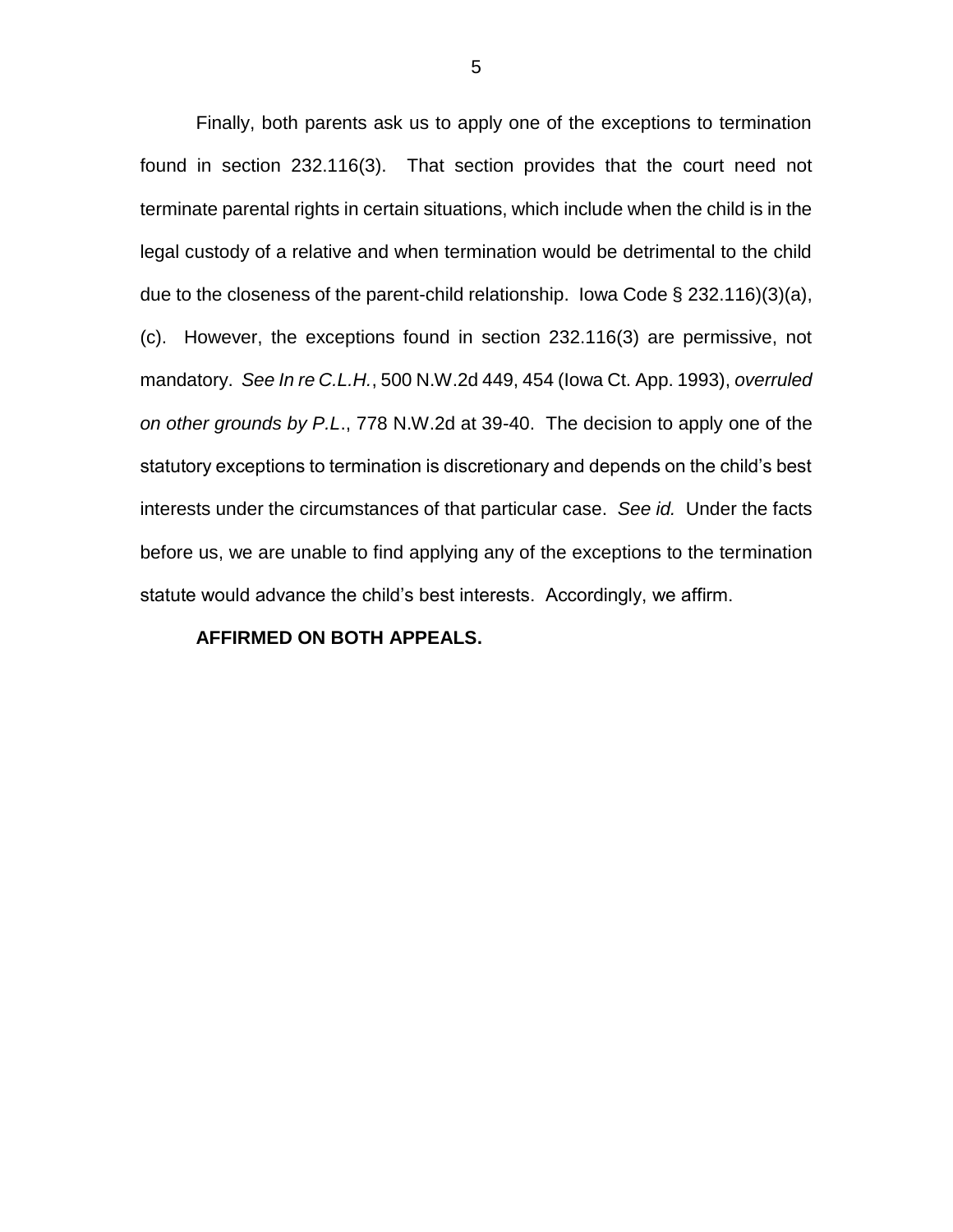Finally, both parents ask us to apply one of the exceptions to termination found in section 232.116(3). That section provides that the court need not terminate parental rights in certain situations, which include when the child is in the legal custody of a relative and when termination would be detrimental to the child due to the closeness of the parent-child relationship. Iowa Code § 232.116)(3)(a), (c). However, the exceptions found in section 232.116(3) are permissive, not mandatory. *See In re C.L.H.*, 500 N.W.2d 449, 454 (Iowa Ct. App. 1993), *overruled on other grounds by P.L.*, 778 N.W.2d at 39-40. The decision to apply one of the statutory exceptions to termination is discretionary and depends on the child's best interests under the circumstances of that particular case. *See id.* Under the facts before us, we are unable to find applying any of the exceptions to the termination statute would advance the child's best interests. Accordingly, we affirm.

**AFFIRMED ON BOTH APPEALS.**